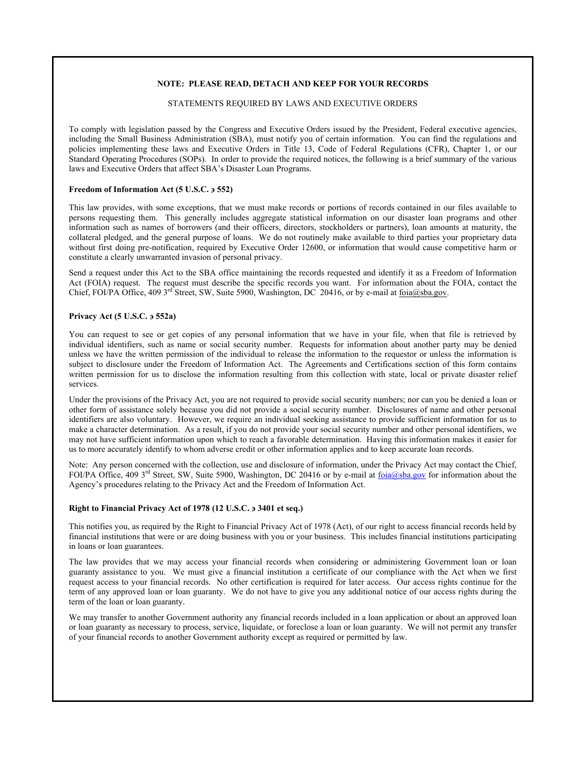**NOTE: PLEASE READ, DETACH AND KEEP FOR YOUR RECORDS**

STATEMENTS REQUIRED BY LAWS AND EXECUTIVE ORDERS

To comply with legislation passed by the Congress and Executive Orders issued by the President, Federal executive agencies, including the Small Business Administration (SBA), must notify you of certain information. You can find the regulations and policies implementing these laws and Executive Orders in Title 13, Code of Federal Regulations (CFR), Chapter 1, or our Standard Operating Procedures (SOPs). In order to provide the required notices, the following is a brief summary of the various laws and Executive Orders that affect SBA's Disaster Loan Programs.

**Freedom of Information Act (5 U.S.C. э 552)**

This law provides, with some exceptions, that we must make records or portions of records contained in our files available to persons requesting them. This generally includes aggregate statistical information on our disaster loan programs and other information such as names of borrowers (and their officers, directors, stockholders or partners), loan amounts at maturity, the collateral pledged, and the general purpose of loans. We do not routinely make available to third parties your proprietary data without first doing pre-notification, required by Executive Order 12600, or information that would cause competitive harm or constitute a clearly unwarranted invasion of personal privacy.

Send a request under this Act to the SBA office maintaining the records requested and identify it as a Freedom of Information Act (FOIA) request. The request must describe the specific records you want. For information about the FOIA, contact the Chief, FOI/PA Office, 409 3rd Street, SW, Suite 5900, Washington, DC 20416, or by e-mail at foia@sba.gov.

**Privacy Act (5 U.S.C. э 552a)**

You can request to see or get copies of any personal information that we have in your file, when that file is retrieved by individual identifiers, such as name or social security number. Requests for information about another party may be denied unless we have the written permission of the individual to release the information to the requestor or unless the information is subject to disclosure under the Freedom of Information Act. The Agreements and Certifications section of this form contains written permission for us to disclose the information resulting from this collection with state, local or private disaster relief services.

Under the provisions of the Privacy Act, you are not required to provide social security numbers; nor can you be denied a loan or other form of assistance solely because you did not provide a social security number. Disclosures of name and other personal identifiers are also voluntary. However, we require an individual seeking assistance to provide sufficient information for us to make a character determination. As a result, if you do not provide your social security number and other personal identifiers, we may not have sufficient information upon which to reach a favorable determination. Having this information makes it easier for us to more accurately identify to whom adverse credit or other information applies and to keep accurate loan records.

Note: Any person concerned with the collection, use and disclosure of information, under the Privacy Act may contact the Chief, FOI/PA Office, 409 3rd Street, SW, Suite 5900, Washington, DC 20416 or by e-mail at foia@sba.gov for information about the Agency's procedures relating to the Privacy Act and the Freedom of Information Act.

**Right to Financial Privacy Act of 1978 (12 U.S.C. э 3401 et seq.)**

This notifies you, as required by the Right to Financial Privacy Act of 1978 (Act), of our right to access financial records held by financial institutions that were or are doing business with you or your business. This includes financial institutions participating in loans or loan guarantees.

The law provides that we may access your financial records when considering or administering Government loan or loan guaranty assistance to you. We must give a financial institution a certificate of our compliance with the Act when we first request access to your financial records. No other certification is required for later access. Our access rights continue for the term of any approved loan or loan guaranty. We do not have to give you any additional notice of our access rights during the term of the loan or loan guaranty.

We may transfer to another Government authority any financial records included in a loan application or about an approved loan or loan guaranty as necessary to process, service, liquidate, or foreclose a loan or loan guaranty. We will not permit any transfer of your financial records to another Government authority except as required or permitted by law.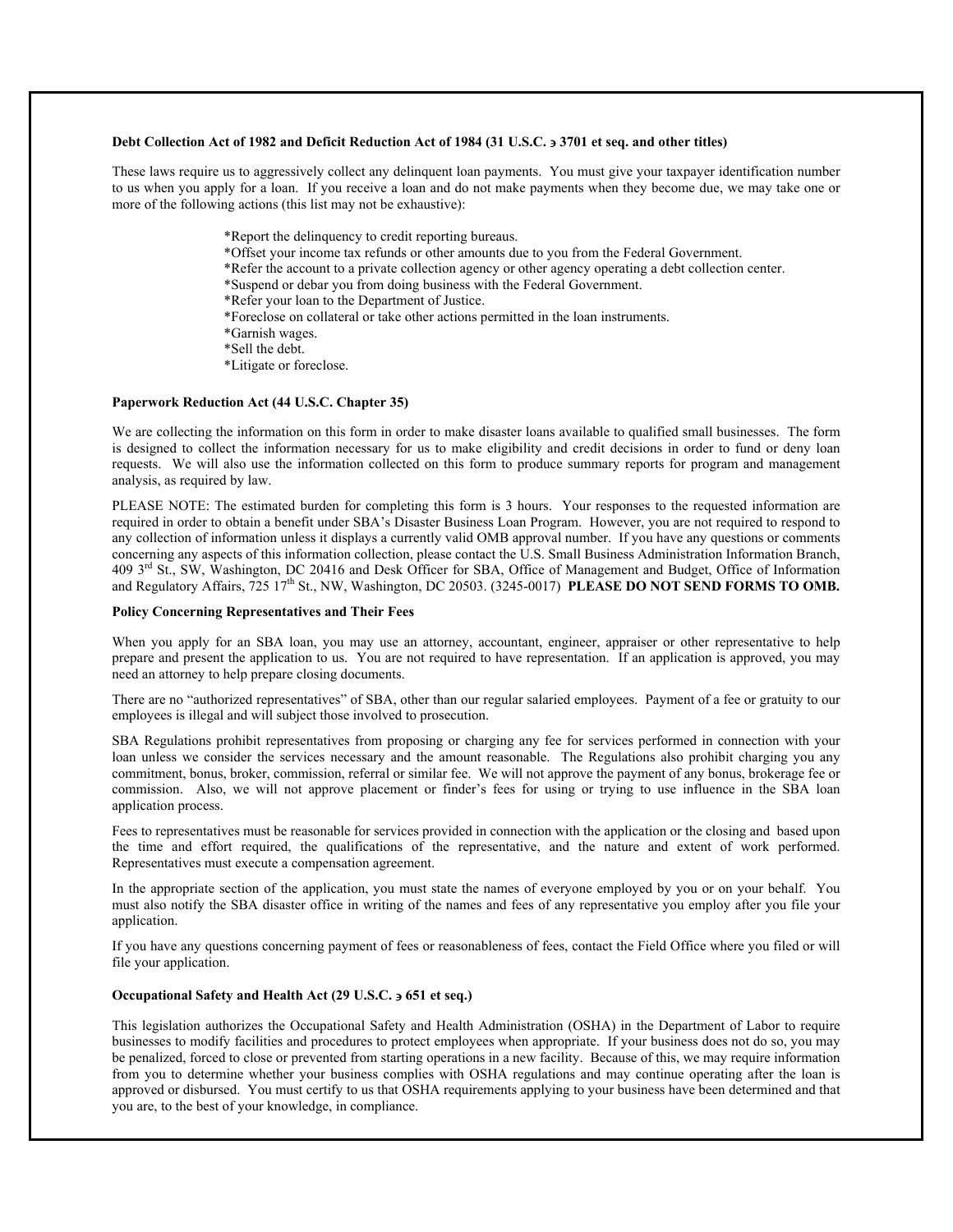**Debt Collection Act of 1982 and Deficit Reduction Act of 1984 (31 U.S.C. э 3701 et seq. and other titles)**

These laws require us to aggressively collect any delinquent loan payments. You must give your taxpayer identification number to us when you apply for a loan. If you receive a loan and do not make payments when they become due, we may take one or more of the following actions (this list may not be exhaustive):

- *Report the delinquency to credit reporting bureaus.
- *Offset your income tax refunds or other amounts due to you from the Federal Government.
- *Refer the account to a private collection agency or other agency operating a debt collection center.
- *Suspend or debar you from doing business with the Federal Government.
- *Refer your loan to the Department of Justice.
- *Foreclose on collateral or take other actions permitted in the loan instruments.
- *Garnish wages.
- *Sell the debt.
- *Litigate or foreclose.

**Paperwork Reduction Act (44 U.S.C. Chapter 35)**

We are collecting the information on this form in order to make disaster loans available to qualified small businesses. The form is designed to collect the information necessary for us to make eligibility and credit decisions in order to fund or deny loan requests. We will also use the information collected on this form to produce summary reports for program and management analysis, as required by law.

PLEASE NOTE: The estimated burden for completing this form is 3 hours. Your responses to the requested information are required in order to obtain a benefit under SBA's Disaster Business Loan Program. However, you are not required to respond to any collection of information unless it displays a currently valid OMB approval number. If you have any questions or comments concerning any aspects of this information collection, please contact the U.S. Small Business Administration Information Branch, 409 3rd St., SW, Washington, DC 20416 and Desk Officer for SBA, Office of Management and Budget, Office of Information and Regulatory Affairs, 725 17th St., NW, Washington, DC 20503. (3245-0017) **PLEASE DO NOT SEND FORMS TO OMB.**

**Policy Concerning Representatives and Their Fees**

When you apply for an SBA loan, you may use an attorney, accountant, engineer, appraiser or other representative to help prepare and present the application to us. You are not required to have representation. If an application is approved, you may need an attorney to help prepare closing documents.

There are no "authorized representatives" of SBA, other than our regular salaried employees. Payment of a fee or gratuity to our employees is illegal and will subject those involved to prosecution.

SBA Regulations prohibit representatives from proposing or charging any fee for services performed in connection with your loan unless we consider the services necessary and the amount reasonable. The Regulations also prohibit charging you any commitment, bonus, broker, commission, referral or similar fee. We will not approve the payment of any bonus, brokerage fee or commission. Also, we will not approve placement or finder's fees for using or trying to use influence in the SBA loan application process.

Fees to representatives must be reasonable for services provided in connection with the application or the closing and based upon the time and effort required, the qualifications of the representative, and the nature and extent of work performed. Representatives must execute a compensation agreement.

In the appropriate section of the application, you must state the names of everyone employed by you or on your behalf. You must also notify the SBA disaster office in writing of the names and fees of any representative you employ after you file your application.

If you have any questions concerning payment of fees or reasonableness of fees, contact the Field Office where you filed or will file your application.

**Occupational Safety and Health Act (29 U.S.C. э 651 et seq.)**

This legislation authorizes the Occupational Safety and Health Administration (OSHA) in the Department of Labor to require businesses to modify facilities and procedures to protect employees when appropriate. If your business does not do so, you may be penalized, forced to close or prevented from starting operations in a new facility. Because of this, we may require information from you to determine whether your business complies with OSHA regulations and may continue operating after the loan is approved or disbursed. You must certify to us that OSHA requirements applying to your business have been determined and that you are, to the best of your knowledge, in compliance.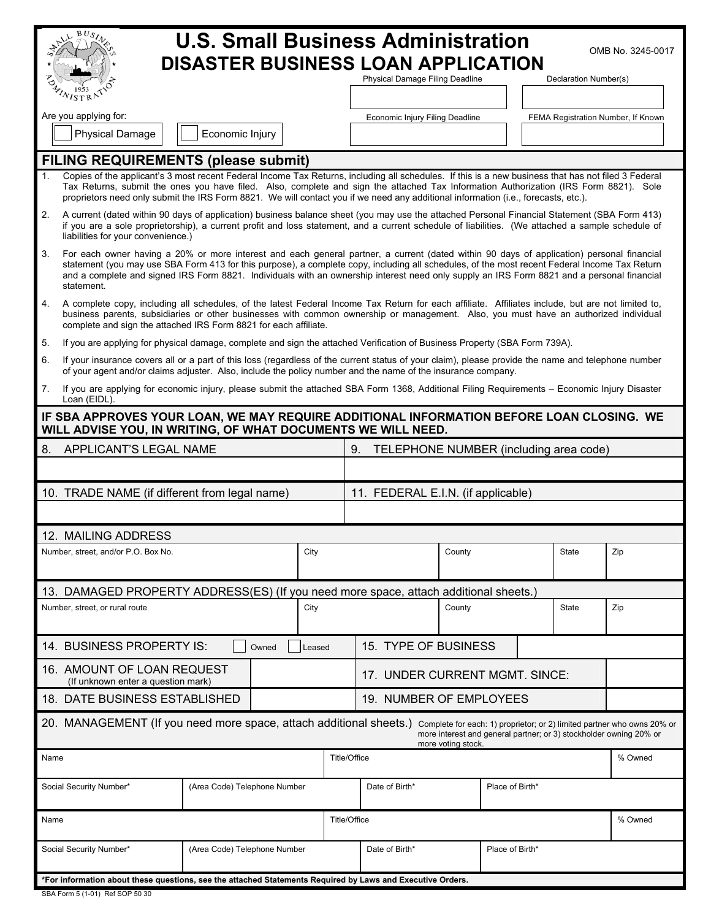# U.S. Small Business Administration
## DISASTER BUSINESS LOAN APPLICATION

OMB No. 3245-0017

| Physical Damage Filing Deadline | Declaration Number(s) |
|---|---|
| | |
| **Economic Injury Filing Deadline** | **FEMA Registration Number, If Known** |
| | |

Are you applying for:

☐ Physical Damage ☐ Economic Injury

## FILING REQUIREMENTS (please submit)

1. Copies of the applicant's 3 most recent Federal Income Tax Returns, including all schedules. If this is a new business that has not filed 3 Federal Tax Returns, submit the ones you have filed. Also, complete and sign the attached Tax Information Authorization (IRS Form 8821). Sole proprietors need only submit the IRS Form 8821. We will contact you if we need any additional information (i.e., forecasts, etc.).
2. A current (dated within 90 days of application) business balance sheet (you may use the attached Personal Financial Statement (SBA Form 413) if you are a sole proprietorship), a current profit and loss statement, and a current schedule of liabilities. (We attached a sample schedule of liabilities for your convenience.)
3. For each owner having a 20% or more interest and each general partner, a current (dated within 90 days of application) personal financial statement (you may use SBA Form 413 for this purpose), a complete copy, including all schedules, of the most recent Federal Income Tax Return and a complete and signed IRS Form 8821. Individuals with an ownership interest need only supply an IRS Form 8821 and a personal financial statement.
4. A complete copy, including all schedules, of the latest Federal Income Tax Return for each affiliate. Affiliates include, but are not limited to, business parents, subsidiaries or other businesses with common ownership or management. Also, you must have an authorized individual complete and sign the attached IRS Form 8821 for each affiliate.
5. If you are applying for physical damage, complete and sign the attached Verification of Business Property (SBA Form 739A).
6. If your insurance covers all or a part of this loss (regardless of the current status of your claim), please provide the name and telephone number of your agent and/or claims adjuster. Also, include the policy number and the name of the insurance company.
7. If you are applying for economic injury, please submit the attached SBA Form 1368, Additional Filing Requirements – Economic Injury Disaster Loan (EIDL).

**IF SBA APPROVES YOUR LOAN, WE MAY REQUIRE ADDITIONAL INFORMATION BEFORE LOAN CLOSING. WE WILL ADVISE YOU, IN WRITING, OF WHAT DOCUMENTS WE WILL NEED.**

| 8. APPLICANT'S LEGAL NAME | 9. TELEPHONE NUMBER (including area code) |
|---|---|
| | |
| **10. TRADE NAME (if different from legal name)** | **11. FEDERAL E.I.N. (if applicable)** |
| | |

**12. MAILING ADDRESS**

| Number, street, and/or P.O. Box No. | City | County | State | Zip |
|---|---|---|---|---|
| | | | | |

**13. DAMAGED PROPERTY ADDRESS(ES) (If you need more space, attach additional sheets.)**

| Number, street, or rural route | City | County | State | Zip |
|---|---|---|---|---|
| | | | | |

| | | | |
|---|---|---|---|
| 14. BUSINESS PROPERTY IS: ☐ Owned ☐ Leased | | 15. TYPE OF BUSINESS | |
| 16. AMOUNT OF LOAN REQUEST (If unknown enter a question mark) | | 17. UNDER CURRENT MGMT. SINCE: | |
| 18. DATE BUSINESS ESTABLISHED | | 19. NUMBER OF EMPLOYEES | |

**20. MANAGEMENT (If you need more space, attach additional sheets.)** Complete for each: 1) proprietor; or 2) limited partner who owns 20% or more interest and general partner; or 3) stockholder owning 20% or more voting stock.

| Name | | Title/Office | | % Owned |
|---|---|---|---|---|
| | | | | |
| **Social Security Number*** | **(Area Code) Telephone Number** | **Date of Birth*** | **Place of Birth*** | |
| | | | | |

| Name | | Title/Office | | % Owned |
|---|---|---|---|---|
| | | | | |
| **Social Security Number*** | **(Area Code) Telephone Number** | **Date of Birth*** | **Place of Birth*** | |
| | | | | |

***For information about these questions, see the attached Statements Required by Laws and Executive Orders.**

SBA Form 5 (1-01) Ref SOP 50 30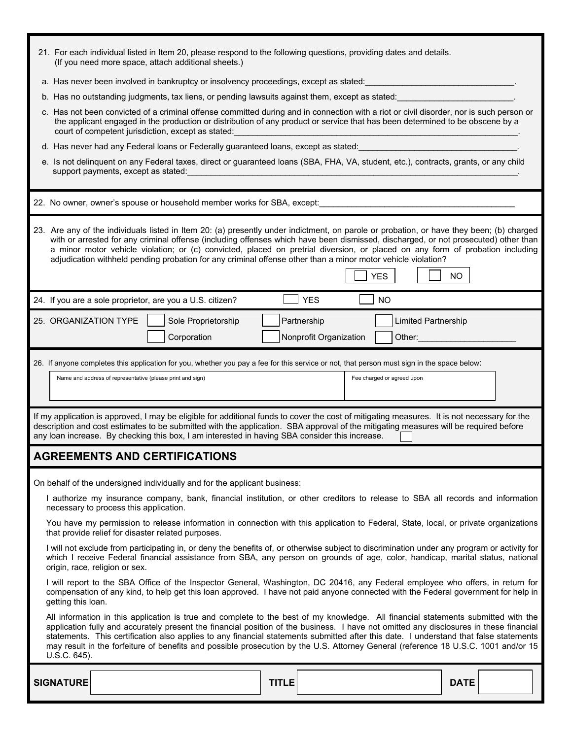21. For each individual listed in Item 20, please respond to the following questions, providing dates and details. (If you need more space, attach additional sheets.)

a. Has never been involved in bankruptcy or insolvency proceedings, except as stated:_______________________________.

b. Has no outstanding judgments, tax liens, or pending lawsuits against them, except as stated:_________________________.

c. Has not been convicted of a criminal offense committed during and in connection with a riot or civil disorder, nor is such person or the applicant engaged in the production or distribution of any product or service that has been determined to be obscene by a court of competent jurisdiction, except as stated:_______________________________________________________________.

d. Has never had any Federal loans or Federally guaranteed loans, except as stated:_________________________________.

e. Is not delinquent on any Federal taxes, direct or guaranteed loans (SBA, FHA, VA, student, etc.), contracts, grants, or any child support payments, except as stated:___________________________________________________________________________.

22. No owner, owner's spouse or household member works for SBA, except:___________________________________________

23. Are any of the individuals listed in Item 20: (a) presently under indictment, on parole or probation, or have they been; (b) charged with or arrested for any criminal offense (including offenses which have been dismissed, discharged, or not prosecuted) other than a minor motor vehicle violation; or (c) convicted, placed on pretrial diversion, or placed on any form of probation including adjudication withheld pending probation for any criminal offense other than a minor motor vehicle violation?

☐ YES ☐ NO

24. If you are a sole proprietor, are you a U.S. citizen? ☐ YES ☐ NO

25. ORGANIZATION TYPE ☐ Sole Proprietorship ☐ Partnership ☐ Limited Partnership ☐ Corporation ☐ Nonprofit Organization ☐ Other:____________________

26. If anyone completes this application for you, whether you pay a fee for this service or not, that person must sign in the space below:

| Name and address of representative (please print and sign) | Fee charged or agreed upon |
|---|---|
| | |

If my application is approved, I may be eligible for additional funds to cover the cost of mitigating measures. It is not necessary for the description and cost estimates to be submitted with the application. SBA approval of the mitigating measures will be required before any loan increase. By checking this box, I am interested in having SBA consider this increase. ☐

## AGREEMENTS AND CERTIFICATIONS

On behalf of the undersigned individually and for the applicant business:

I authorize my insurance company, bank, financial institution, or other creditors to release to SBA all records and information necessary to process this application.

You have my permission to release information in connection with this application to Federal, State, local, or private organizations that provide relief for disaster related purposes.

I will not exclude from participating in, or deny the benefits of, or otherwise subject to discrimination under any program or activity for which I receive Federal financial assistance from SBA, any person on grounds of age, color, handicap, marital status, national origin, race, religion or sex.

I will report to the SBA Office of the Inspector General, Washington, DC 20416, any Federal employee who offers, in return for compensation of any kind, to help get this loan approved. I have not paid anyone connected with the Federal government for help in getting this loan.

All information in this application is true and complete to the best of my knowledge. All financial statements submitted with the application fully and accurately present the financial position of the business. I have not omitted any disclosures in these financial statements. This certification also applies to any financial statements submitted after this date. I understand that false statements may result in the forfeiture of benefits and possible prosecution by the U.S. Attorney General (reference 18 U.S.C. 1001 and/or 15 U.S.C. 645).

| SIGNATURE | | TITLE | | DATE | |
|---|---|---|---|---|---|